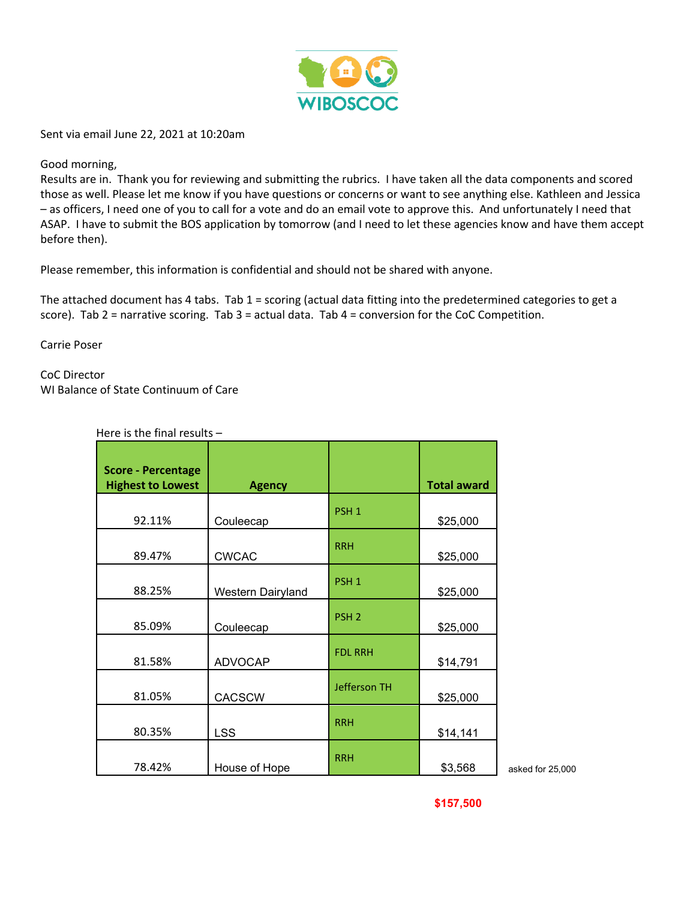WIBOSCOC

Sent via email June 22, 2021 at 10:20am

Good morning,
Results are in. Thank you for reviewing and submitting the rubrics. I have taken all the data components and scored those as well. Please let me know if you have questions or concerns or want to see anything else. Kathleen and Jessica – as officers, I need one of you to call for a vote and do an email vote to approve this. And unfortunately I need that ASAP. I have to submit the BOS application by tomorrow (and I need to let these agencies know and have them accept before then).

Please remember, this information is confidential and should not be shared with anyone.

The attached document has 4 tabs. Tab 1 = scoring (actual data fitting into the predetermined categories to get a score). Tab 2 = narrative scoring. Tab 3 = actual data. Tab 4 = conversion for the CoC Competition.

Carrie Poser

CoC Director
WI Balance of State Continuum of Care

Here is the final results –

| Score - Percentage Highest to Lowest | Agency | | Total award | |
|---|---|---|---|---|
| 92.11% | Couleecap | PSH 1 | $25,000 | |
| 89.47% | CWCAC | RRH | $25,000 | |
| 88.25% | Western Dairyland | PSH 1 | $25,000 | |
| 85.09% | Couleecap | PSH 2 | $25,000 | |
| 81.58% | ADVOCAP | FDL RRH | $14,791 | |
| 81.05% | CACSCW | Jefferson TH | $25,000 | |
| 80.35% | LSS | RRH | $14,141 | |
| 78.42% | House of Hope | RRH | $3,568 | asked for 25,000 |
| | | | $157,500 | |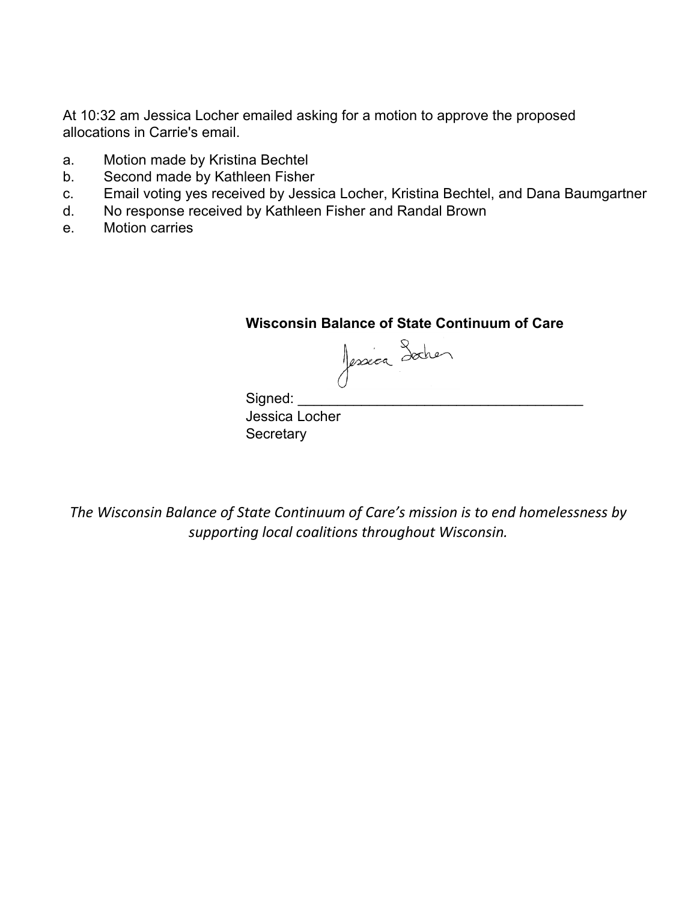At 10:32 am Jessica Locher emailed asking for a motion to approve the proposed allocations in Carrie's email.

a. Motion made by Kristina Bechtel
b. Second made by Kathleen Fisher
c. Email voting yes received by Jessica Locher, Kristina Bechtel, and Dana Baumgartner
d. No response received by Kathleen Fisher and Randal Brown
e. Motion carries

**Wisconsin Balance of State Continuum of Care**

Signed: ____________________________________
Jessica Locher
Secretary

*The Wisconsin Balance of State Continuum of Care's mission is to end homelessness by supporting local coalitions throughout Wisconsin.*